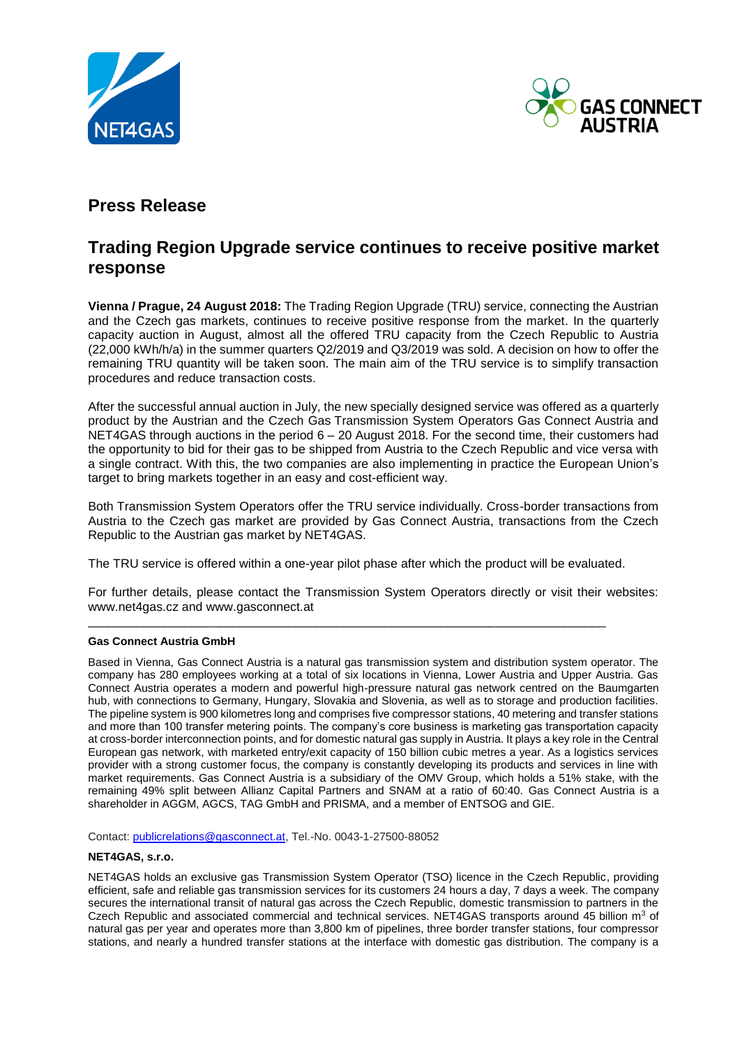# Press Release

## Trading Region Upgrade service continues to receive positive market response

**Vienna / Prague, 24 August 2018:** The Trading Region Upgrade (TRU) service, connecting the Austrian and the Czech gas markets, continues to receive positive response from the market. In the quarterly capacity auction in August, almost all the offered TRU capacity from the Czech Republic to Austria (22,000 kWh/h/a) in the summer quarters Q2/2019 and Q3/2019 was sold. A decision on how to offer the remaining TRU quantity will be taken soon. The main aim of the TRU service is to simplify transaction procedures and reduce transaction costs.

After the successful annual auction in July, the new specially designed service was offered as a quarterly product by the Austrian and the Czech Gas Transmission System Operators Gas Connect Austria and NET4GAS through auctions in the period 6 – 20 August 2018. For the second time, their customers had the opportunity to bid for their gas to be shipped from Austria to the Czech Republic and vice versa with a single contract. With this, the two companies are also implementing in practice the European Union's target to bring markets together in an easy and cost-efficient way.

Both Transmission System Operators offer the TRU service individually. Cross-border transactions from Austria to the Czech gas market are provided by Gas Connect Austria, transactions from the Czech Republic to the Austrian gas market by NET4GAS.

The TRU service is offered within a one-year pilot phase after which the product will be evaluated.

For further details, please contact the Transmission System Operators directly or visit their websites: www.net4gas.cz and www.gasconnect.at

---

**Gas Connect Austria GmbH**

Based in Vienna, Gas Connect Austria is a natural gas transmission system and distribution system operator. The company has 280 employees working at a total of six locations in Vienna, Lower Austria and Upper Austria. Gas Connect Austria operates a modern and powerful high-pressure natural gas network centred on the Baumgarten hub, with connections to Germany, Hungary, Slovakia and Slovenia, as well as to storage and production facilities. The pipeline system is 900 kilometres long and comprises five compressor stations, 40 metering and transfer stations and more than 100 transfer metering points. The company's core business is marketing gas transportation capacity at cross-border interconnection points, and for domestic natural gas supply in Austria. It plays a key role in the Central European gas network, with marketed entry/exit capacity of 150 billion cubic metres a year. As a logistics services provider with a strong customer focus, the company is constantly developing its products and services in line with market requirements. Gas Connect Austria is a subsidiary of the OMV Group, which holds a 51% stake, with the remaining 49% split between Allianz Capital Partners and SNAM at a ratio of 60:40. Gas Connect Austria is a shareholder in AGGM, AGCS, TAG GmbH and PRISMA, and a member of ENTSOG and GIE.

Contact: publicrelations@gasconnect.at, Tel.-No. 0043-1-27500-88052

**NET4GAS, s.r.o.**

NET4GAS holds an exclusive gas Transmission System Operator (TSO) licence in the Czech Republic, providing efficient, safe and reliable gas transmission services for its customers 24 hours a day, 7 days a week. The company secures the international transit of natural gas across the Czech Republic, domestic transmission to partners in the Czech Republic and associated commercial and technical services. NET4GAS transports around 45 billion $m^3$ of natural gas per year and operates more than 3,800 km of pipelines, three border transfer stations, four compressor stations, and nearly a hundred transfer stations at the interface with domestic gas distribution. The company is a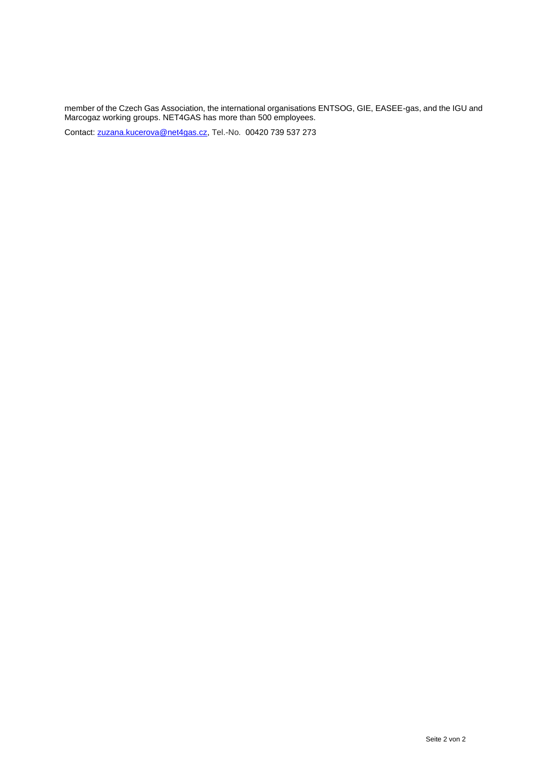member of the Czech Gas Association, the international organisations ENTSOG, GIE, EASEE-gas, and the IGU and Marcogaz working groups. NET4GAS has more than 500 employees.

Contact: zuzana.kucerova@net4gas.cz, Tel.-No. 00420 739 537 273